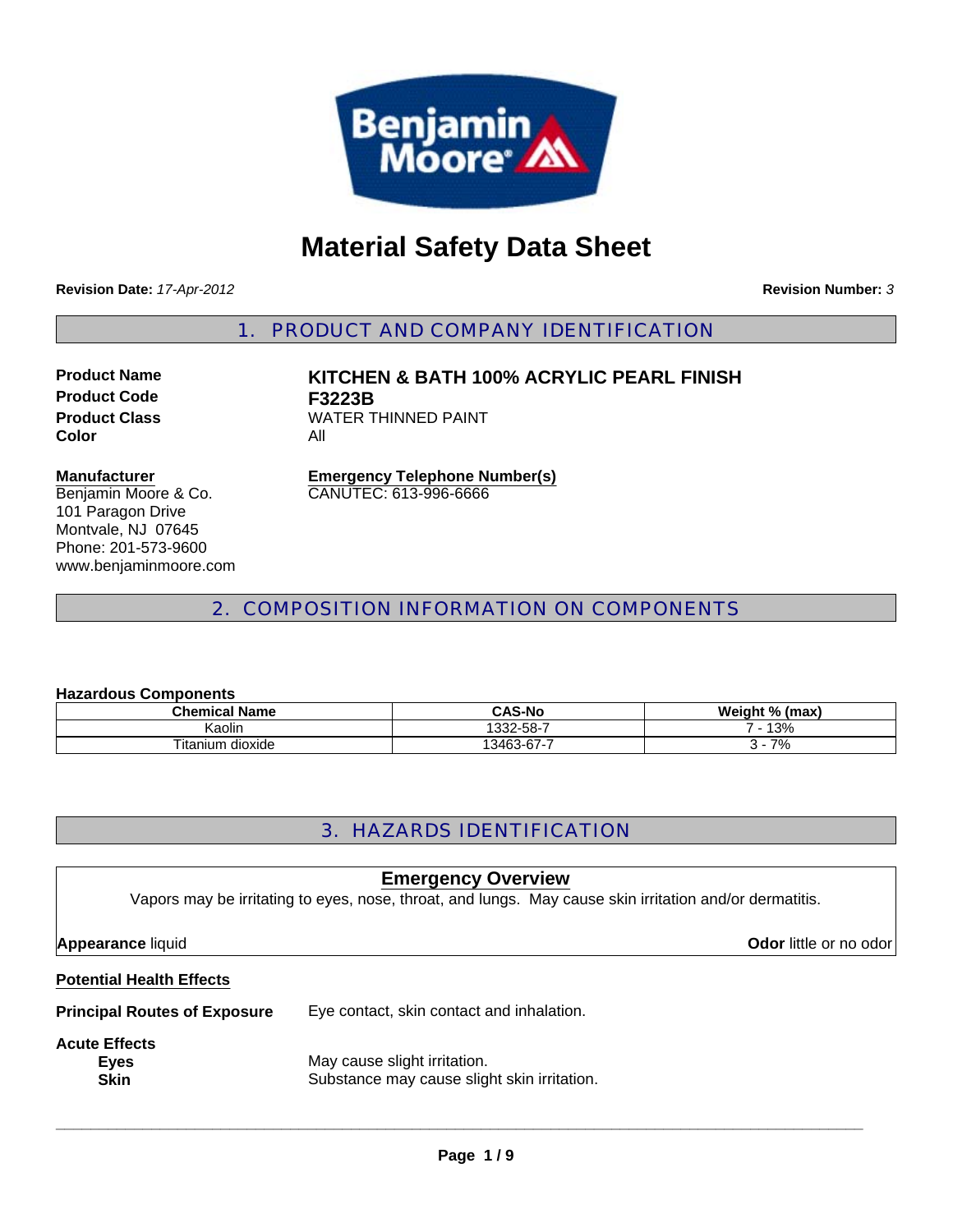# Material Safety Data Sheet

**Revision Date:** *17-Apr-2012*

**Revision Number:** *3*

## 1. PRODUCT AND COMPANY IDENTIFICATION

**Product Name** **KITCHEN & BATH 100% ACRYLIC PEARL FINISH**

**Product Code** **F3223B**

**Product Class** WATER THINNED PAINT

**Color** All

**Manufacturer**

Benjamin Moore & Co.
101 Paragon Drive
Montvale, NJ 07645
Phone: 201-573-9600
www.benjaminmoore.com

**Emergency Telephone Number(s)**

CANUTEC: 613-996-6666

## 2. COMPOSITION INFORMATION ON COMPONENTS

**Hazardous Components**

| Chemical Name | CAS-No | Weight % (max) |
|---|---|---|
| Kaolin | 1332-58-7 | 7 - 13% |
| Titanium dioxide | 13463-67-7 | 3 - 7% |

## 3. HAZARDS IDENTIFICATION

**Emergency Overview**

Vapors may be irritating to eyes, nose, throat, and lungs. May cause skin irritation and/or dermatitis.

**Appearance** liquid

**Odor** little or no odor

**Potential Health Effects**

**Principal Routes of Exposure** Eye contact, skin contact and inhalation.

**Acute Effects**

**Eyes** May cause slight irritation.

**Skin** Substance may cause slight skin irritation.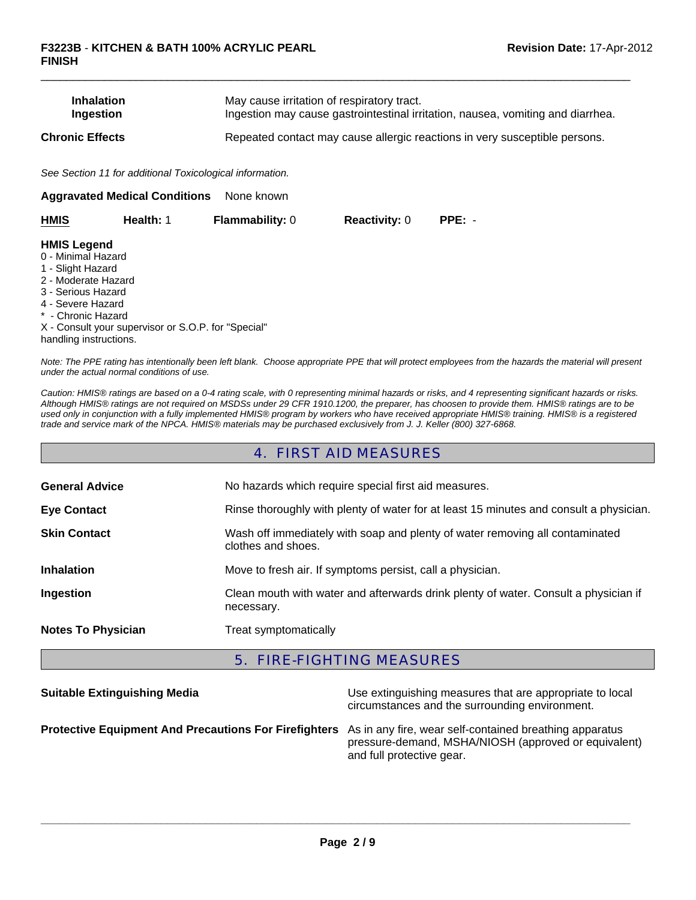| | |
|---|---|
| **Inhalation** | May cause irritation of respiratory tract. |
| **Ingestion** | Ingestion may cause gastrointestinal irritation, nausea, vomiting and diarrhea. |

**Chronic Effects** Repeated contact may cause allergic reactions in very susceptible persons.

*See Section 11 for additional Toxicological information.*

**Aggravated Medical Conditions** None known

| **HMIS** | **Health:** 1 | **Flammability:** 0 | **Reactivity:** 0 | **PPE:** - |
|---|---|---|---|---|

**HMIS Legend**
0 - Minimal Hazard
1 - Slight Hazard
2 - Moderate Hazard
3 - Serious Hazard
4 - Severe Hazard
* - Chronic Hazard
X - Consult your supervisor or S.O.P. for "Special" handling instructions.

*Note: The PPE rating has intentionally been left blank. Choose appropriate PPE that will protect employees from the hazards the material will present under the actual normal conditions of use.*

*Caution: HMIS® ratings are based on a 0-4 rating scale, with 0 representing minimal hazards or risks, and 4 representing significant hazards or risks. Although HMIS® ratings are not required on MSDSs under 29 CFR 1910.1200, the preparer, has choosen to provide them. HMIS® ratings are to be used only in conjunction with a fully implemented HMIS® program by workers who have received appropriate HMIS® training. HMIS® is a registered trade and service mark of the NPCA. HMIS® materials may be purchased exclusively from J. J. Keller (800) 327-6868.*

## 4. FIRST AID MEASURES

| | |
|---|---|
| **General Advice** | No hazards which require special first aid measures. |
| **Eye Contact** | Rinse thoroughly with plenty of water for at least 15 minutes and consult a physician. |
| **Skin Contact** | Wash off immediately with soap and plenty of water removing all contaminated clothes and shoes. |
| **Inhalation** | Move to fresh air. If symptoms persist, call a physician. |
| **Ingestion** | Clean mouth with water and afterwards drink plenty of water. Consult a physician if necessary. |
| **Notes To Physician** | Treat symptomatically |

## 5. FIRE-FIGHTING MEASURES

| | |
|---|---|
| **Suitable Extinguishing Media** | Use extinguishing measures that are appropriate to local circumstances and the surrounding environment. |
| **Protective Equipment And Precautions For Firefighters** | As in any fire, wear self-contained breathing apparatus pressure-demand, MSHA/NIOSH (approved or equivalent) and full protective gear. |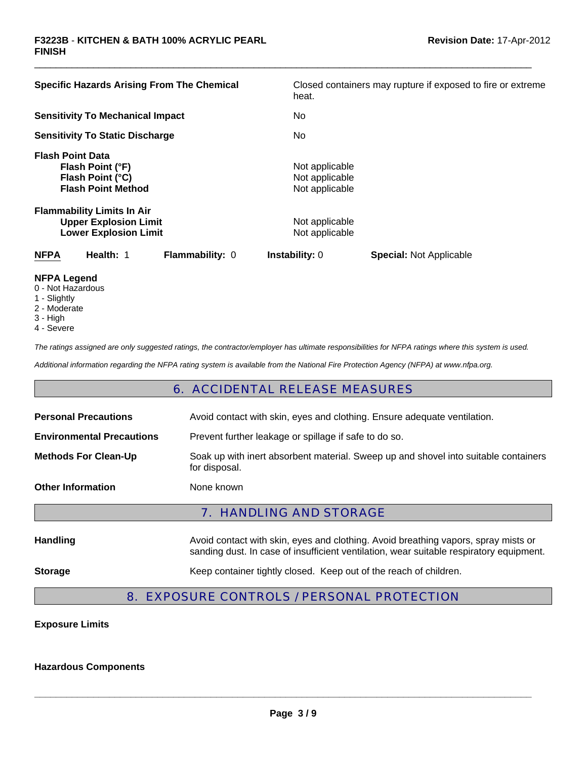**Specific Hazards Arising From The Chemical** Closed containers may rupture if exposed to fire or extreme heat.

**Sensitivity To Mechanical Impact** No

**Sensitivity To Static Discharge** No

**Flash Point Data**

| | |
|---|---|
| **Flash Point (°F)** | Not applicable |
| **Flash Point (°C)** | Not applicable |
| **Flash Point Method** | Not applicable |

**Flammability Limits In Air**

| | |
|---|---|
| **Upper Explosion Limit** | Not applicable |
| **Lower Explosion Limit** | Not applicable |

| **NFPA** | **Health:** 1 | **Flammability:** 0 | **Instability:** 0 | **Special:** Not Applicable |
|---|---|---|---|---|

**NFPA Legend**
0 - Not Hazardous
1 - Slightly
2 - Moderate
3 - High
4 - Severe

*The ratings assigned are only suggested ratings, the contractor/employer has ultimate responsibilities for NFPA ratings where this system is used.*

*Additional information regarding the NFPA rating system is available from the National Fire Protection Agency (NFPA) at www.nfpa.org.*

## 6. ACCIDENTAL RELEASE MEASURES

**Personal Precautions** Avoid contact with skin, eyes and clothing. Ensure adequate ventilation.

**Environmental Precautions** Prevent further leakage or spillage if safe to do so.

**Methods For Clean-Up** Soak up with inert absorbent material. Sweep up and shovel into suitable containers for disposal.

**Other Information** None known

## 7. HANDLING AND STORAGE

**Handling** Avoid contact with skin, eyes and clothing. Avoid breathing vapors, spray mists or sanding dust. In case of insufficient ventilation, wear suitable respiratory equipment.

**Storage** Keep container tightly closed. Keep out of the reach of children.

## 8. EXPOSURE CONTROLS / PERSONAL PROTECTION

**Exposure Limits**

**Hazardous Components**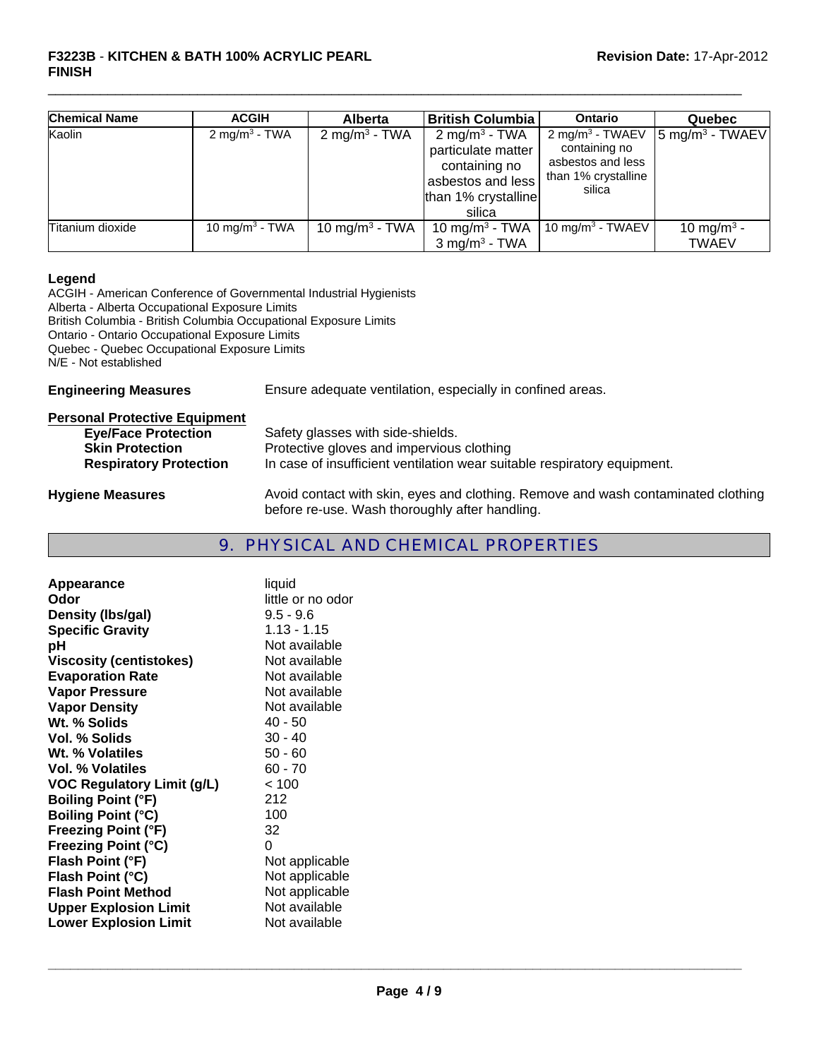| Chemical Name | ACGIH | Alberta | British Columbia | Ontario | Quebec |
|---|---|---|---|---|---|
| Kaolin | 2 $mg/m^3$ - TWA | 2 $mg/m^3$ - TWA | 2 $mg/m^3$ - TWA particulate matter containing no asbestos and less than 1% crystalline silica | 2 $mg/m^3$ - TWAEV containing no asbestos and less than 1% crystalline silica | 5 $mg/m^3$ - TWAEV |
| Titanium dioxide | 10 $mg/m^3$ - TWA | 10 $mg/m^3$ - TWA | 10 $mg/m^3$ - TWA 3 $mg/m^3$ - TWA | 10 $mg/m^3$ - TWAEV | 10 $mg/m^3$ - TWAEV |

**Legend**

ACGIH - American Conference of Governmental Industrial Hygienists
Alberta - Alberta Occupational Exposure Limits
British Columbia - British Columbia Occupational Exposure Limits
Ontario - Ontario Occupational Exposure Limits
Quebec - Quebec Occupational Exposure Limits
N/E - Not established

**Engineering Measures** Ensure adequate ventilation, especially in confined areas.

**Personal Protective Equipment**

**Eye/Face Protection** Safety glasses with side-shields.
**Skin Protection** Protective gloves and impervious clothing
**Respiratory Protection** In case of insufficient ventilation wear suitable respiratory equipment.

**Hygiene Measures** Avoid contact with skin, eyes and clothing. Remove and wash contaminated clothing before re-use. Wash thoroughly after handling.

## 9. PHYSICAL AND CHEMICAL PROPERTIES

| | |
|---|---|
| **Appearance** | liquid |
| **Odor** | little or no odor |
| **Density (lbs/gal)** | 9.5 - 9.6 |
| **Specific Gravity** | 1.13 - 1.15 |
| **pH** | Not available |
| **Viscosity (centistokes)** | Not available |
| **Evaporation Rate** | Not available |
| **Vapor Pressure** | Not available |
| **Vapor Density** | Not available |
| **Wt. % Solids** | 40 - 50 |
| **Vol. % Solids** | 30 - 40 |
| **Wt. % Volatiles** | 50 - 60 |
| **Vol. % Volatiles** | 60 - 70 |
| **VOC Regulatory Limit (g/L)** | < 100 |
| **Boiling Point (°F)** | 212 |
| **Boiling Point (°C)** | 100 |
| **Freezing Point (°F)** | 32 |
| **Freezing Point (°C)** | 0 |
| **Flash Point (°F)** | Not applicable |
| **Flash Point (°C)** | Not applicable |
| **Flash Point Method** | Not applicable |
| **Upper Explosion Limit** | Not available |
| **Lower Explosion Limit** | Not available |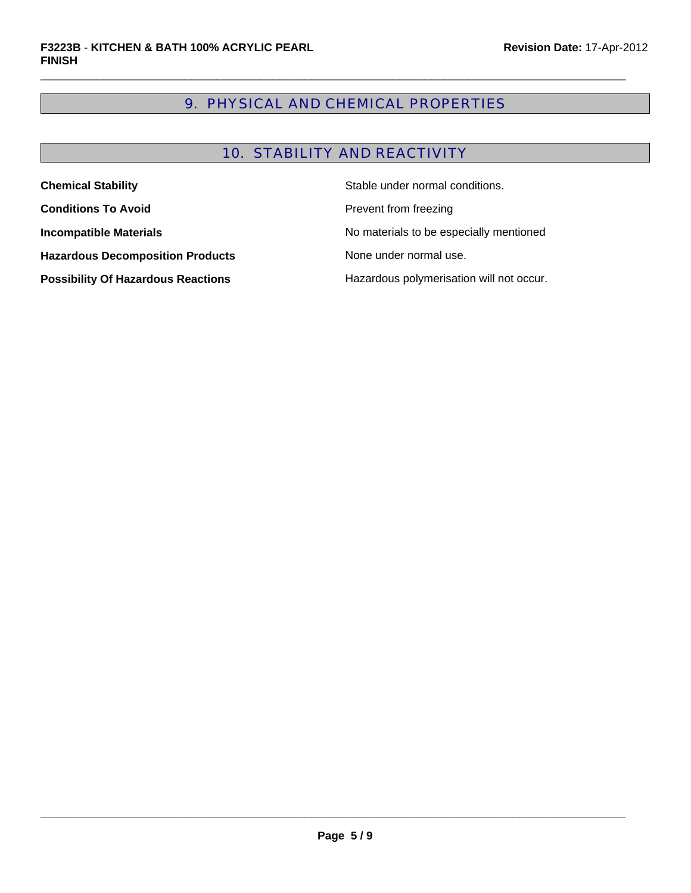## 9. PHYSICAL AND CHEMICAL PROPERTIES

## 10. STABILITY AND REACTIVITY

| | |
|---|---|
| **Chemical Stability** | Stable under normal conditions. |
| **Conditions To Avoid** | Prevent from freezing |
| **Incompatible Materials** | No materials to be especially mentioned |
| **Hazardous Decomposition Products** | None under normal use. |
| **Possibility Of Hazardous Reactions** | Hazardous polymerisation will not occur. |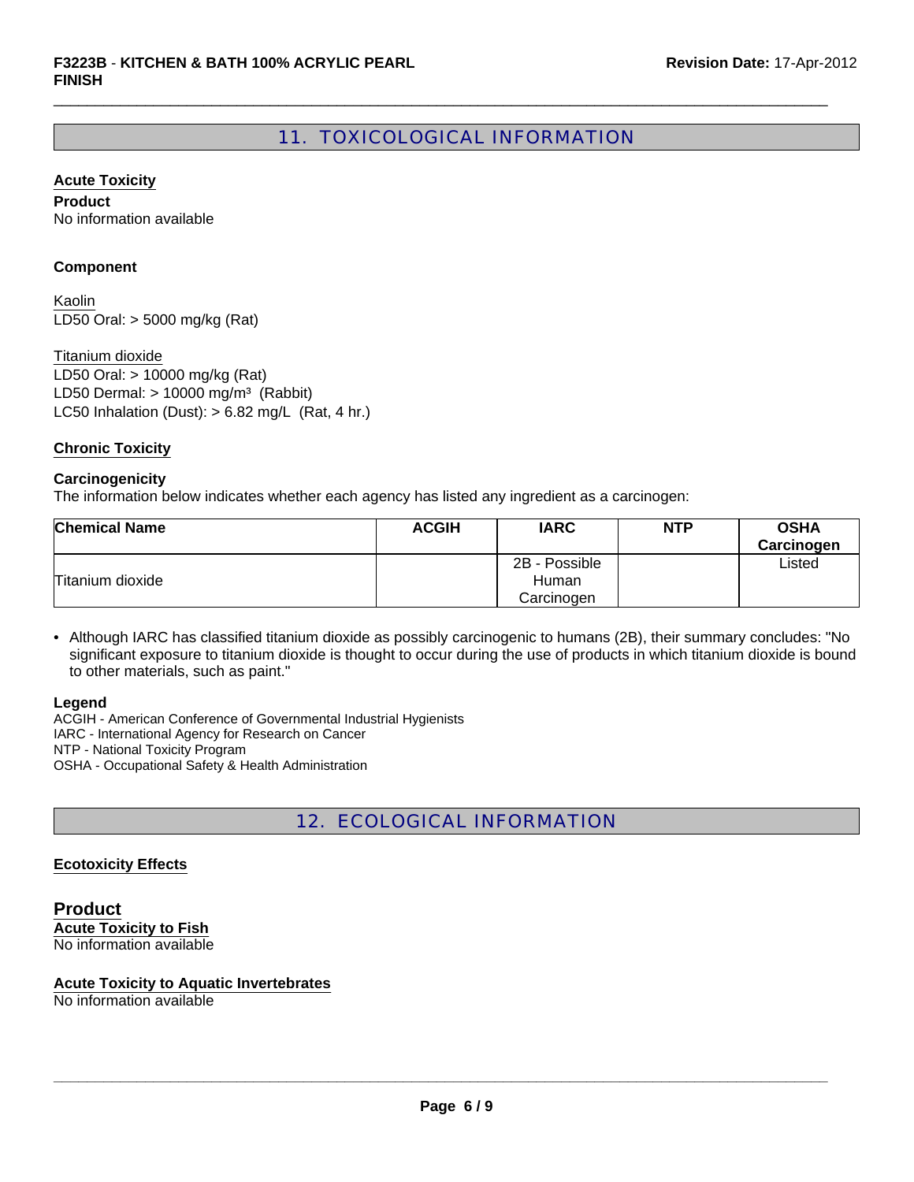## 11. TOXICOLOGICAL INFORMATION

**Acute Toxicity**

**Product**

No information available

**Component**

Kaolin

LD50 Oral: > 5000 mg/kg (Rat)

Titanium dioxide

LD50 Oral: > 10000 mg/kg (Rat)

LD50 Dermal: > 10000 mg/m³ (Rabbit)

LC50 Inhalation (Dust): > 6.82 mg/L (Rat, 4 hr.)

**Chronic Toxicity**

**Carcinogenicity**

The information below indicates whether each agency has listed any ingredient as a carcinogen:

| Chemical Name | ACGIH | IARC | NTP | OSHA Carcinogen |
|---|---|---|---|---|
| Titanium dioxide | | 2B - Possible Human Carcinogen | | Listed |

- Although IARC has classified titanium dioxide as possibly carcinogenic to humans (2B), their summary concludes: "No significant exposure to titanium dioxide is thought to occur during the use of products in which titanium dioxide is bound to other materials, such as paint."

**Legend**

ACGIH - American Conference of Governmental Industrial Hygienists

IARC - International Agency for Research on Cancer

NTP - National Toxicity Program

OSHA - Occupational Safety & Health Administration

## 12. ECOLOGICAL INFORMATION

**Ecotoxicity Effects**

### Product

**Acute Toxicity to Fish**

No information available

**Acute Toxicity to Aquatic Invertebrates**

No information available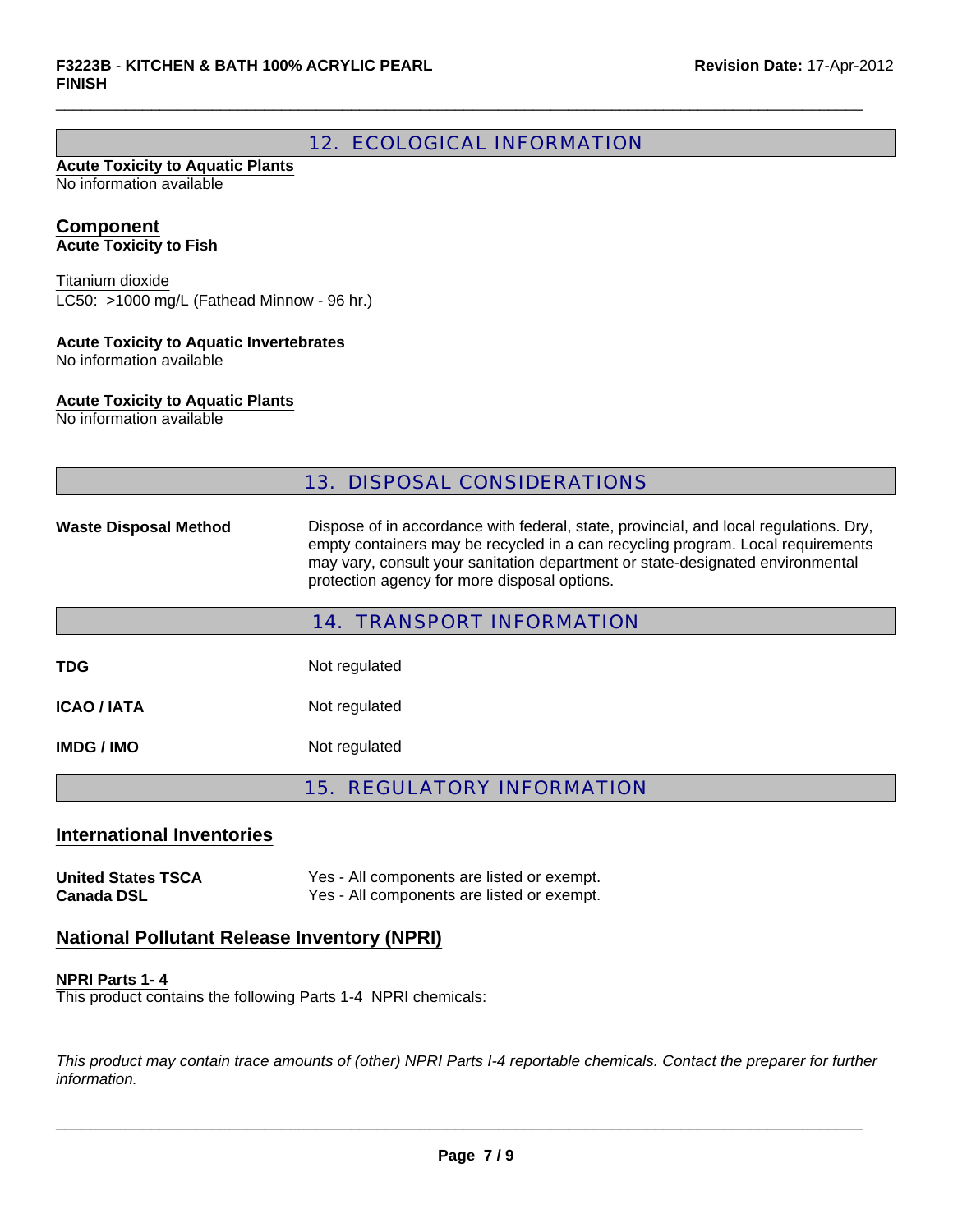## 12. ECOLOGICAL INFORMATION

**Acute Toxicity to Aquatic Plants**
No information available

### Component

**Acute Toxicity to Fish**

Titanium dioxide
LC50: >1000 mg/L (Fathead Minnow - 96 hr.)

**Acute Toxicity to Aquatic Invertebrates**
No information available

**Acute Toxicity to Aquatic Plants**
No information available

## 13. DISPOSAL CONSIDERATIONS

| | |
|---|---|
| **Waste Disposal Method** | Dispose of in accordance with federal, state, provincial, and local regulations. Dry, empty containers may be recycled in a can recycling program. Local requirements may vary, consult your sanitation department or state-designated environmental protection agency for more disposal options. |

## 14. TRANSPORT INFORMATION

| | |
|---|---|
| **TDG** | Not regulated |
| **ICAO / IATA** | Not regulated |
| **IMDG / IMO** | Not regulated |

## 15. REGULATORY INFORMATION

### International Inventories

| | |
|---|---|
| **United States TSCA** | Yes - All components are listed or exempt. |
| **Canada DSL** | Yes - All components are listed or exempt. |

### National Pollutant Release Inventory (NPRI)

**NPRI Parts 1- 4**
This product contains the following Parts 1-4 NPRI chemicals:

*This product may contain trace amounts of (other) NPRI Parts I-4 reportable chemicals. Contact the preparer for further information.*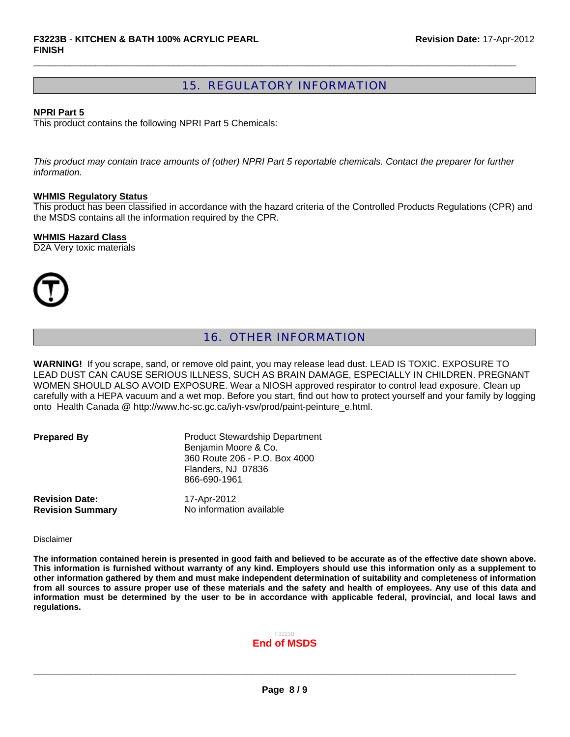## 15. REGULATORY INFORMATION

**NPRI Part 5**

This product contains the following NPRI Part 5 Chemicals:

*This product may contain trace amounts of (other) NPRI Part 5 reportable chemicals. Contact the preparer for further information.*

**WHMIS Regulatory Status**

This product has been classified in accordance with the hazard criteria of the Controlled Products Regulations (CPR) and the MSDS contains all the information required by the CPR.

**WHMIS Hazard Class**

D2A Very toxic materials

## 16. OTHER INFORMATION

**WARNING!** If you scrape, sand, or remove old paint, you may release lead dust. LEAD IS TOXIC. EXPOSURE TO LEAD DUST CAN CAUSE SERIOUS ILLNESS, SUCH AS BRAIN DAMAGE, ESPECIALLY IN CHILDREN. PREGNANT WOMEN SHOULD ALSO AVOID EXPOSURE. Wear a NIOSH approved respirator to control lead exposure. Clean up carefully with a HEPA vacuum and a wet mop. Before you start, find out how to protect yourself and your family by logging onto Health Canada @ http://www.hc-sc.gc.ca/iyh-vsv/prod/paint-peinture_e.html.

| | |
|---|---|
| **Prepared By** | Product Stewardship Department<br>Benjamin Moore & Co.<br>360 Route 206 - P.O. Box 4000<br>Flanders, NJ 07836<br>866-690-1961 |
| **Revision Date:** | 17-Apr-2012 |
| **Revision Summary** | No information available |

Disclaimer

**The information contained herein is presented in good faith and believed to be accurate as of the effective date shown above. This information is furnished without warranty of any kind. Employers should use this information only as a supplement to other information gathered by them and must make independent determination of suitability and completeness of information from all sources to assure proper use of these materials and the safety and health of employees. Any use of this data and information must be determined by the user to be in accordance with applicable federal, provincial, and local laws and regulations.**

F3223B

**End of MSDS**